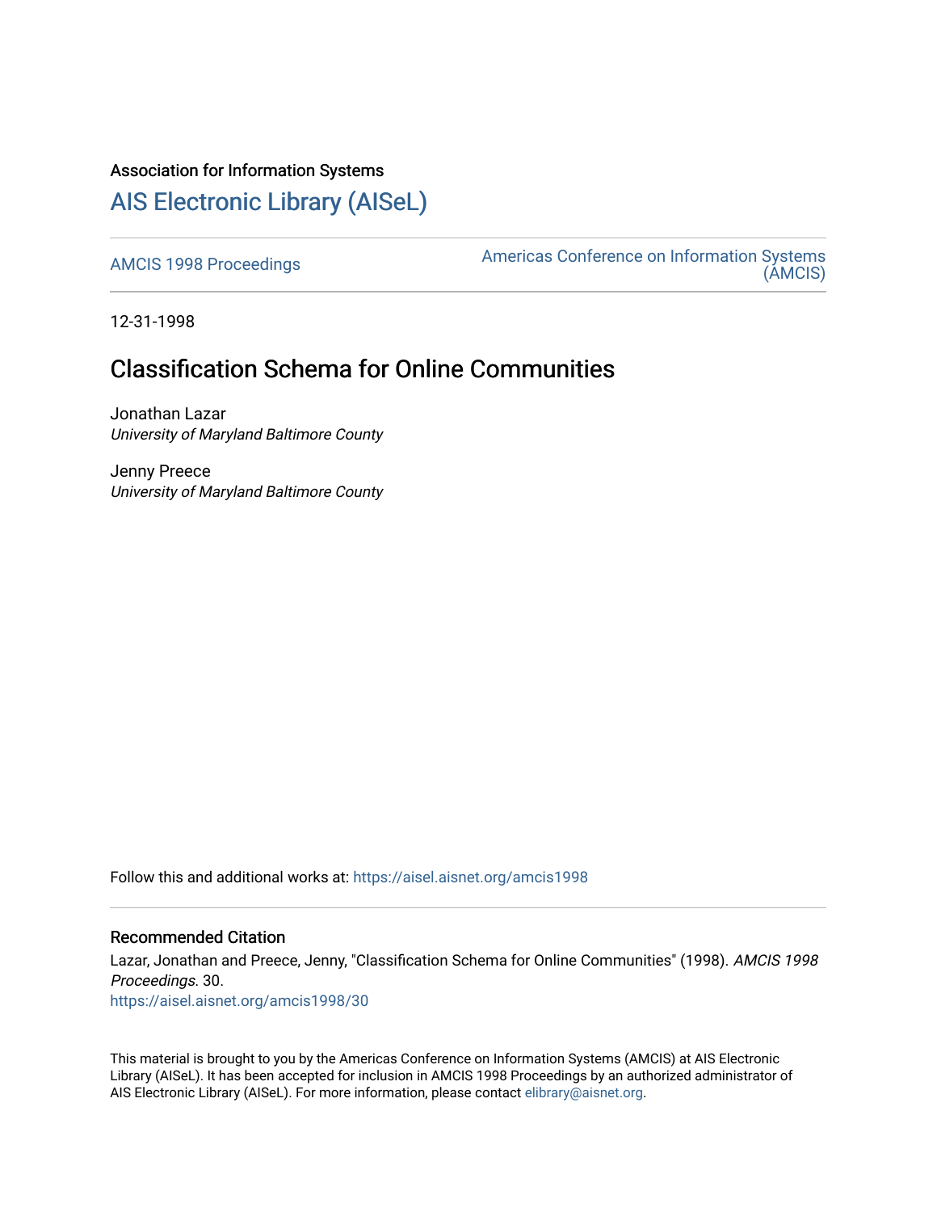Association for Information Systems

# AIS Electronic Library (AISeL)

AMCIS 1998 Proceedings

Americas Conference on Information Systems (AMCIS)

12-31-1998

## Classification Schema for Online Communities

Jonathan Lazar
*University of Maryland Baltimore County*

Jenny Preece
*University of Maryland Baltimore County*

Follow this and additional works at: https://aisel.aisnet.org/amcis1998

### Recommended Citation

Lazar, Jonathan and Preece, Jenny, "Classification Schema for Online Communities" (1998). *AMCIS 1998 Proceedings*. 30.
https://aisel.aisnet.org/amcis1998/30

This material is brought to you by the Americas Conference on Information Systems (AMCIS) at AIS Electronic Library (AISeL). It has been accepted for inclusion in AMCIS 1998 Proceedings by an authorized administrator of AIS Electronic Library (AISeL). For more information, please contact elibrary@aisnet.org.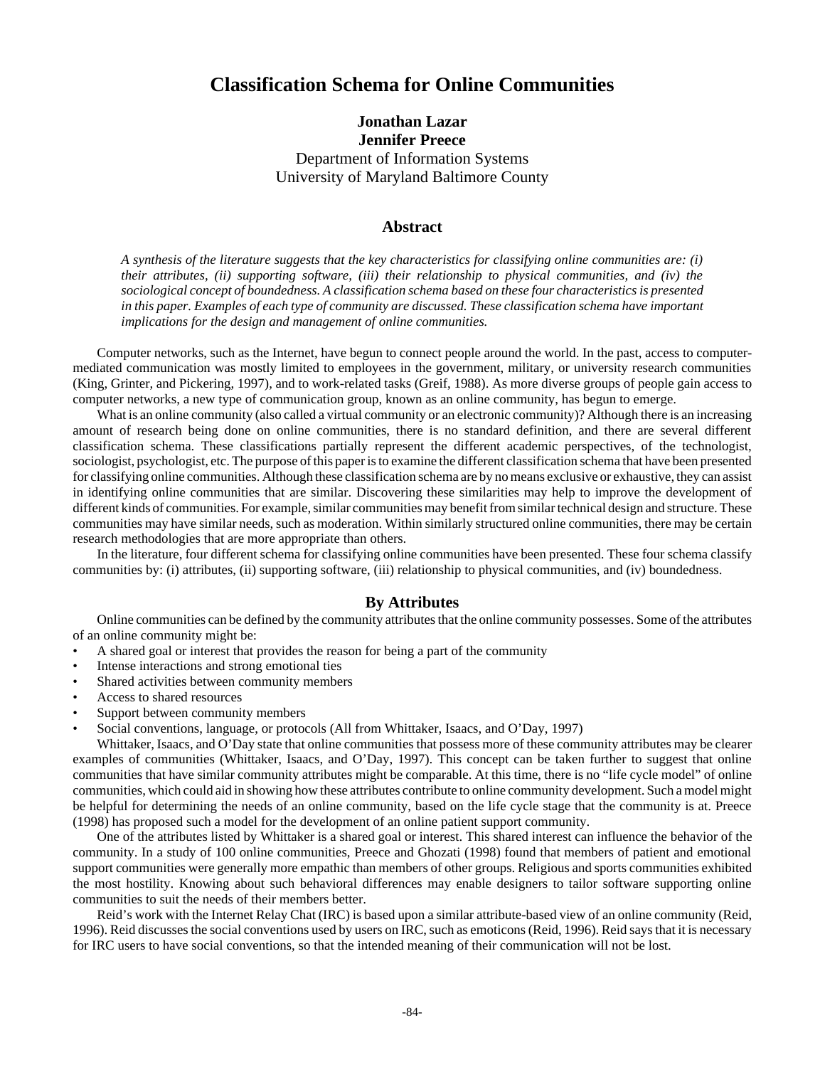# Classification Schema for Online Communities

**Jonathan Lazar**
**Jennifer Preece**
Department of Information Systems
University of Maryland Baltimore County

## Abstract

*A synthesis of the literature suggests that the key characteristics for classifying online communities are: (i) their attributes, (ii) supporting software, (iii) their relationship to physical communities, and (iv) the sociological concept of boundedness. A classification schema based on these four characteristics is presented in this paper. Examples of each type of community are discussed. These classification schema have important implications for the design and management of online communities.*

Computer networks, such as the Internet, have begun to connect people around the world. In the past, access to computer-mediated communication was mostly limited to employees in the government, military, or university research communities (King, Grinter, and Pickering, 1997), and to work-related tasks (Greif, 1988). As more diverse groups of people gain access to computer networks, a new type of communication group, known as an online community, has begun to emerge.

What is an online community (also called a virtual community or an electronic community)? Although there is an increasing amount of research being done on online communities, there is no standard definition, and there are several different classification schema. These classifications partially represent the different academic perspectives, of the technologist, sociologist, psychologist, etc. The purpose of this paper is to examine the different classification schema that have been presented for classifying online communities. Although these classification schema are by no means exclusive or exhaustive, they can assist in identifying online communities that are similar. Discovering these similarities may help to improve the development of different kinds of communities. For example, similar communities may benefit from similar technical design and structure. These communities may have similar needs, such as moderation. Within similarly structured online communities, there may be certain research methodologies that are more appropriate than others.

In the literature, four different schema for classifying online communities have been presented. These four schema classify communities by: (i) attributes, (ii) supporting software, (iii) relationship to physical communities, and (iv) boundedness.

## By Attributes

Online communities can be defined by the community attributes that the online community possesses. Some of the attributes of an online community might be:

- A shared goal or interest that provides the reason for being a part of the community
- Intense interactions and strong emotional ties
- Shared activities between community members
- Access to shared resources
- Support between community members
- Social conventions, language, or protocols (All from Whittaker, Isaacs, and O'Day, 1997)

Whittaker, Isaacs, and O'Day state that online communities that possess more of these community attributes may be clearer examples of communities (Whittaker, Isaacs, and O'Day, 1997). This concept can be taken further to suggest that online communities that have similar community attributes might be comparable. At this time, there is no "life cycle model" of online communities, which could aid in showing how these attributes contribute to online community development. Such a model might be helpful for determining the needs of an online community, based on the life cycle stage that the community is at. Preece (1998) has proposed such a model for the development of an online patient support community.

One of the attributes listed by Whittaker is a shared goal or interest. This shared interest can influence the behavior of the community. In a study of 100 online communities, Preece and Ghozati (1998) found that members of patient and emotional support communities were generally more empathic than members of other groups. Religious and sports communities exhibited the most hostility. Knowing about such behavioral differences may enable designers to tailor software supporting online communities to suit the needs of their members better.

Reid's work with the Internet Relay Chat (IRC) is based upon a similar attribute-based view of an online community (Reid, 1996). Reid discusses the social conventions used by users on IRC, such as emoticons (Reid, 1996). Reid says that it is necessary for IRC users to have social conventions, so that the intended meaning of their communication will not be lost.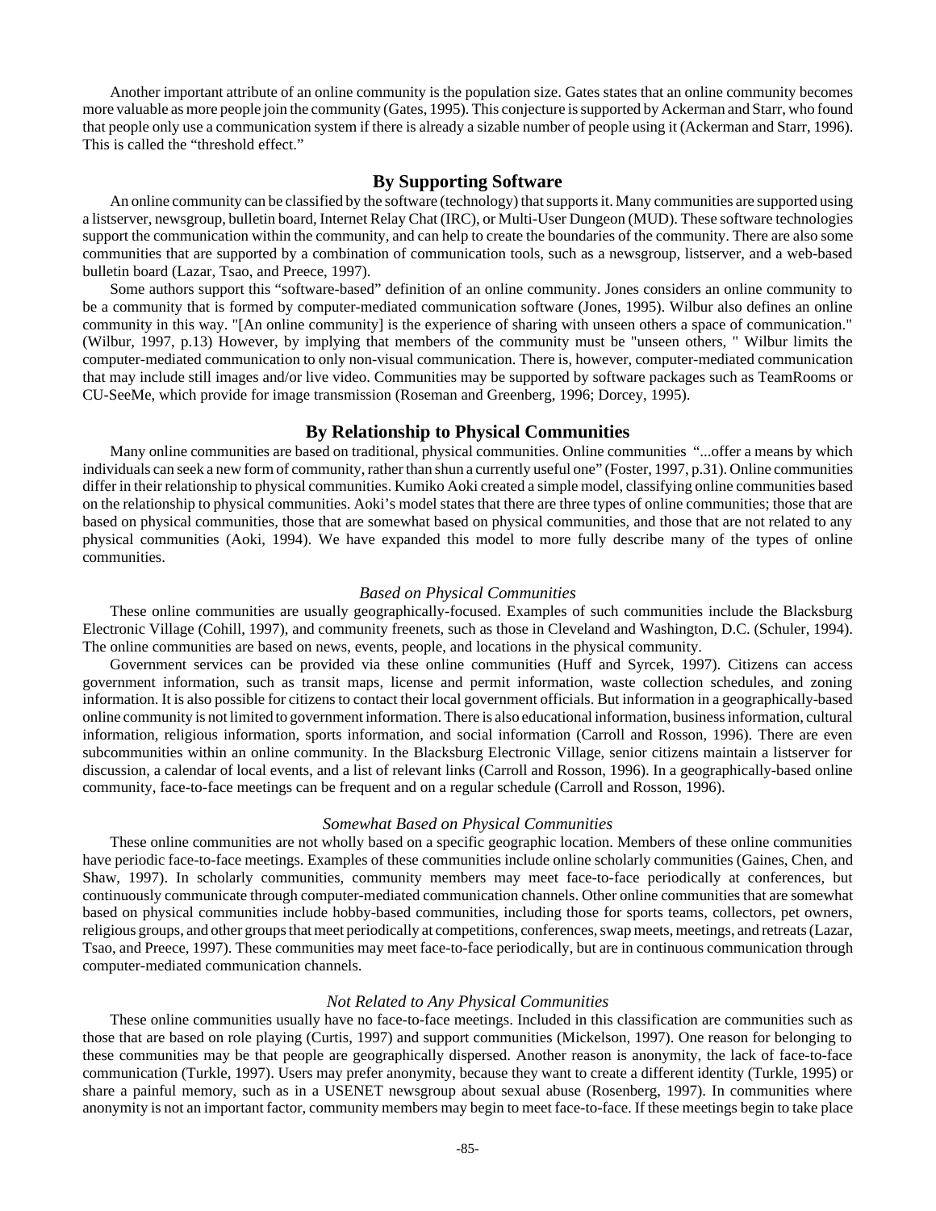Another important attribute of an online community is the population size. Gates states that an online community becomes more valuable as more people join the community (Gates, 1995). This conjecture is supported by Ackerman and Starr, who found that people only use a communication system if there is already a sizable number of people using it (Ackerman and Starr, 1996). This is called the "threshold effect."

## By Supporting Software

An online community can be classified by the software (technology) that supports it. Many communities are supported using a listserver, newsgroup, bulletin board, Internet Relay Chat (IRC), or Multi-User Dungeon (MUD). These software technologies support the communication within the community, and can help to create the boundaries of the community. There are also some communities that are supported by a combination of communication tools, such as a newsgroup, listserver, and a web-based bulletin board (Lazar, Tsao, and Preece, 1997).

Some authors support this "software-based" definition of an online community. Jones considers an online community to be a community that is formed by computer-mediated communication software (Jones, 1995). Wilbur also defines an online community in this way. "[An online community] is the experience of sharing with unseen others a space of communication." (Wilbur, 1997, p.13) However, by implying that members of the community must be "unseen others, " Wilbur limits the computer-mediated communication to only non-visual communication. There is, however, computer-mediated communication that may include still images and/or live video. Communities may be supported by software packages such as TeamRooms or CU-SeeMe, which provide for image transmission (Roseman and Greenberg, 1996; Dorcey, 1995).

## By Relationship to Physical Communities

Many online communities are based on traditional, physical communities. Online communities "...offer a means by which individuals can seek a new form of community, rather than shun a currently useful one" (Foster, 1997, p.31). Online communities differ in their relationship to physical communities. Kumiko Aoki created a simple model, classifying online communities based on the relationship to physical communities. Aoki's model states that there are three types of online communities; those that are based on physical communities, those that are somewhat based on physical communities, and those that are not related to any physical communities (Aoki, 1994). We have expanded this model to more fully describe many of the types of online communities.

### *Based on Physical Communities*

These online communities are usually geographically-focused. Examples of such communities include the Blacksburg Electronic Village (Cohill, 1997), and community freenets, such as those in Cleveland and Washington, D.C. (Schuler, 1994). The online communities are based on news, events, people, and locations in the physical community.

Government services can be provided via these online communities (Huff and Syrcek, 1997). Citizens can access government information, such as transit maps, license and permit information, waste collection schedules, and zoning information. It is also possible for citizens to contact their local government officials. But information in a geographically-based online community is not limited to government information. There is also educational information, business information, cultural information, religious information, sports information, and social information (Carroll and Rosson, 1996). There are even subcommunities within an online community. In the Blacksburg Electronic Village, senior citizens maintain a listserver for discussion, a calendar of local events, and a list of relevant links (Carroll and Rosson, 1996). In a geographically-based online community, face-to-face meetings can be frequent and on a regular schedule (Carroll and Rosson, 1996).

### *Somewhat Based on Physical Communities*

These online communities are not wholly based on a specific geographic location. Members of these online communities have periodic face-to-face meetings. Examples of these communities include online scholarly communities (Gaines, Chen, and Shaw, 1997). In scholarly communities, community members may meet face-to-face periodically at conferences, but continuously communicate through computer-mediated communication channels. Other online communities that are somewhat based on physical communities include hobby-based communities, including those for sports teams, collectors, pet owners, religious groups, and other groups that meet periodically at competitions, conferences, swap meets, meetings, and retreats (Lazar, Tsao, and Preece, 1997). These communities may meet face-to-face periodically, but are in continuous communication through computer-mediated communication channels.

### *Not Related to Any Physical Communities*

These online communities usually have no face-to-face meetings. Included in this classification are communities such as those that are based on role playing (Curtis, 1997) and support communities (Mickelson, 1997). One reason for belonging to these communities may be that people are geographically dispersed. Another reason is anonymity, the lack of face-to-face communication (Turkle, 1997). Users may prefer anonymity, because they want to create a different identity (Turkle, 1995) or share a painful memory, such as in a USENET newsgroup about sexual abuse (Rosenberg, 1997). In communities where anonymity is not an important factor, community members may begin to meet face-to-face. If these meetings begin to take place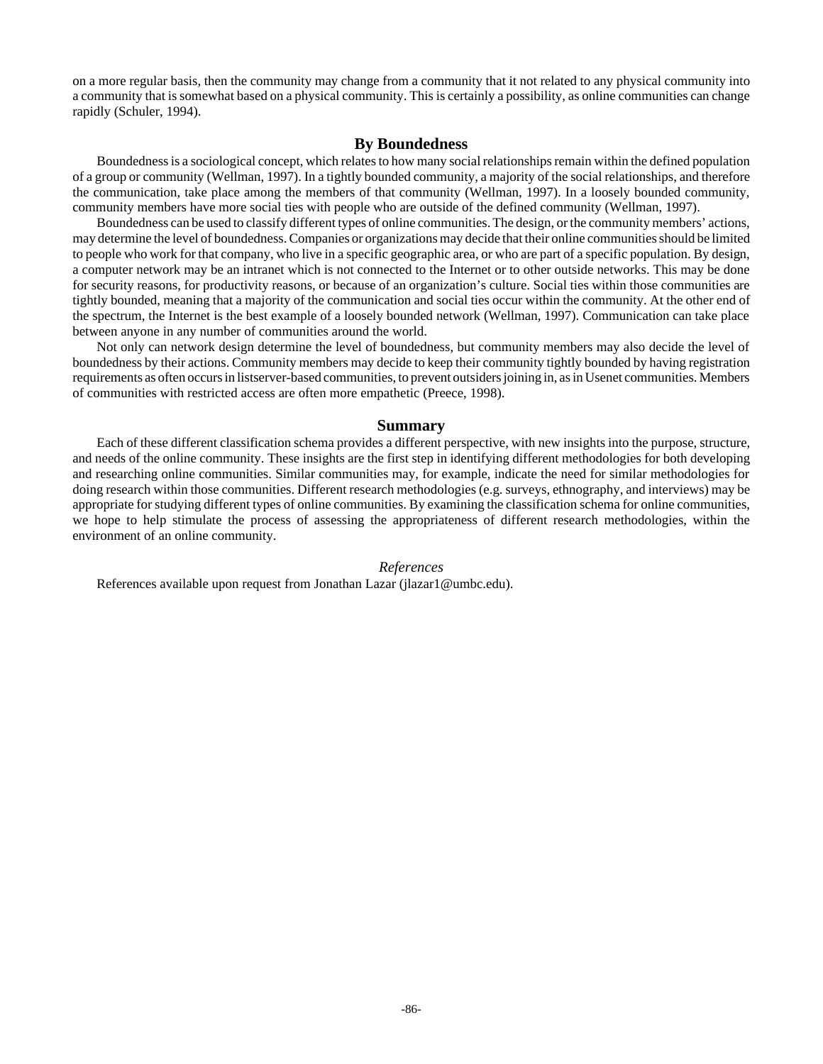on a more regular basis, then the community may change from a community that it not related to any physical community into a community that is somewhat based on a physical community. This is certainly a possibility, as online communities can change rapidly (Schuler, 1994).

## By Boundedness

Boundedness is a sociological concept, which relates to how many social relationships remain within the defined population of a group or community (Wellman, 1997). In a tightly bounded community, a majority of the social relationships, and therefore the communication, take place among the members of that community (Wellman, 1997). In a loosely bounded community, community members have more social ties with people who are outside of the defined community (Wellman, 1997).

Boundedness can be used to classify different types of online communities. The design, or the community members' actions, may determine the level of boundedness. Companies or organizations may decide that their online communities should be limited to people who work for that company, who live in a specific geographic area, or who are part of a specific population. By design, a computer network may be an intranet which is not connected to the Internet or to other outside networks. This may be done for security reasons, for productivity reasons, or because of an organization's culture. Social ties within those communities are tightly bounded, meaning that a majority of the communication and social ties occur within the community. At the other end of the spectrum, the Internet is the best example of a loosely bounded network (Wellman, 1997). Communication can take place between anyone in any number of communities around the world.

Not only can network design determine the level of boundedness, but community members may also decide the level of boundedness by their actions. Community members may decide to keep their community tightly bounded by having registration requirements as often occurs in listserver-based communities, to prevent outsiders joining in, as in Usenet communities. Members of communities with restricted access are often more empathetic (Preece, 1998).

## Summary

Each of these different classification schema provides a different perspective, with new insights into the purpose, structure, and needs of the online community. These insights are the first step in identifying different methodologies for both developing and researching online communities. Similar communities may, for example, indicate the need for similar methodologies for doing research within those communities. Different research methodologies (e.g. surveys, ethnography, and interviews) may be appropriate for studying different types of online communities. By examining the classification schema for online communities, we hope to help stimulate the process of assessing the appropriateness of different research methodologies, within the environment of an online community.

### *References*

References available upon request from Jonathan Lazar (jlazar1@umbc.edu).